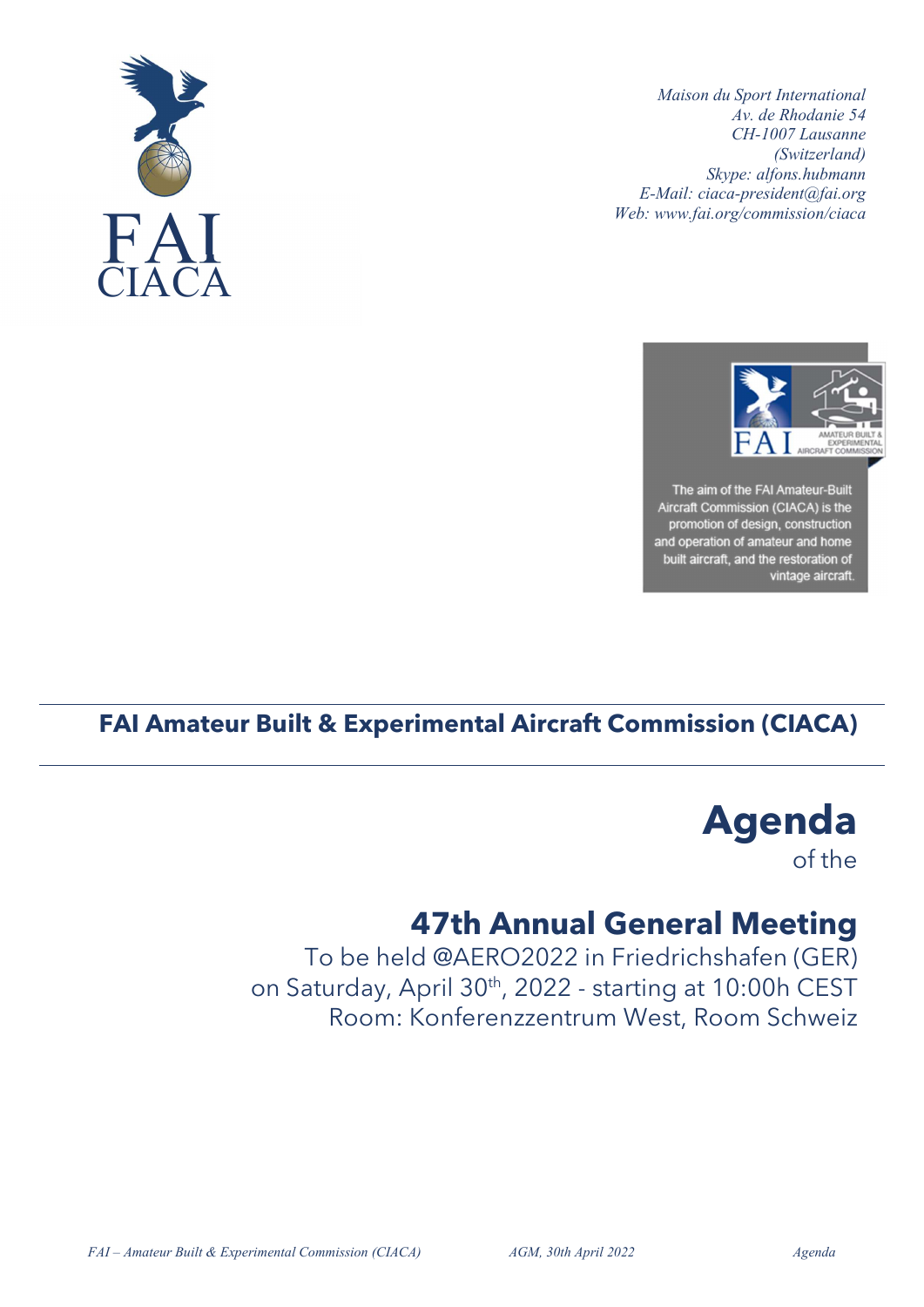*Maison du Sport International*
*Av. de Rhodanie 54*
*CH-1007 Lausanne*
*(Switzerland)*
*Skype: alfons.hubmann*
*E-Mail: ciaca-president@fai.org*
*Web: www.fai.org/commission/ciaca*

FAI CIACA

The aim of the FAI Amateur-Built Aircraft Commission (CIACA) is the promotion of design, construction and operation of amateur and home built aircraft, and the restoration of vintage aircraft.

## FAI Amateur Built & Experimental Aircraft Commission (CIACA)

# Agenda

of the

## 47th Annual General Meeting

To be held @AERO2022 in Friedrichshafen (GER)
on Saturday, April 30th, 2022 - starting at 10:00h CEST
Room: Konferenzzentrum West, Room Schweiz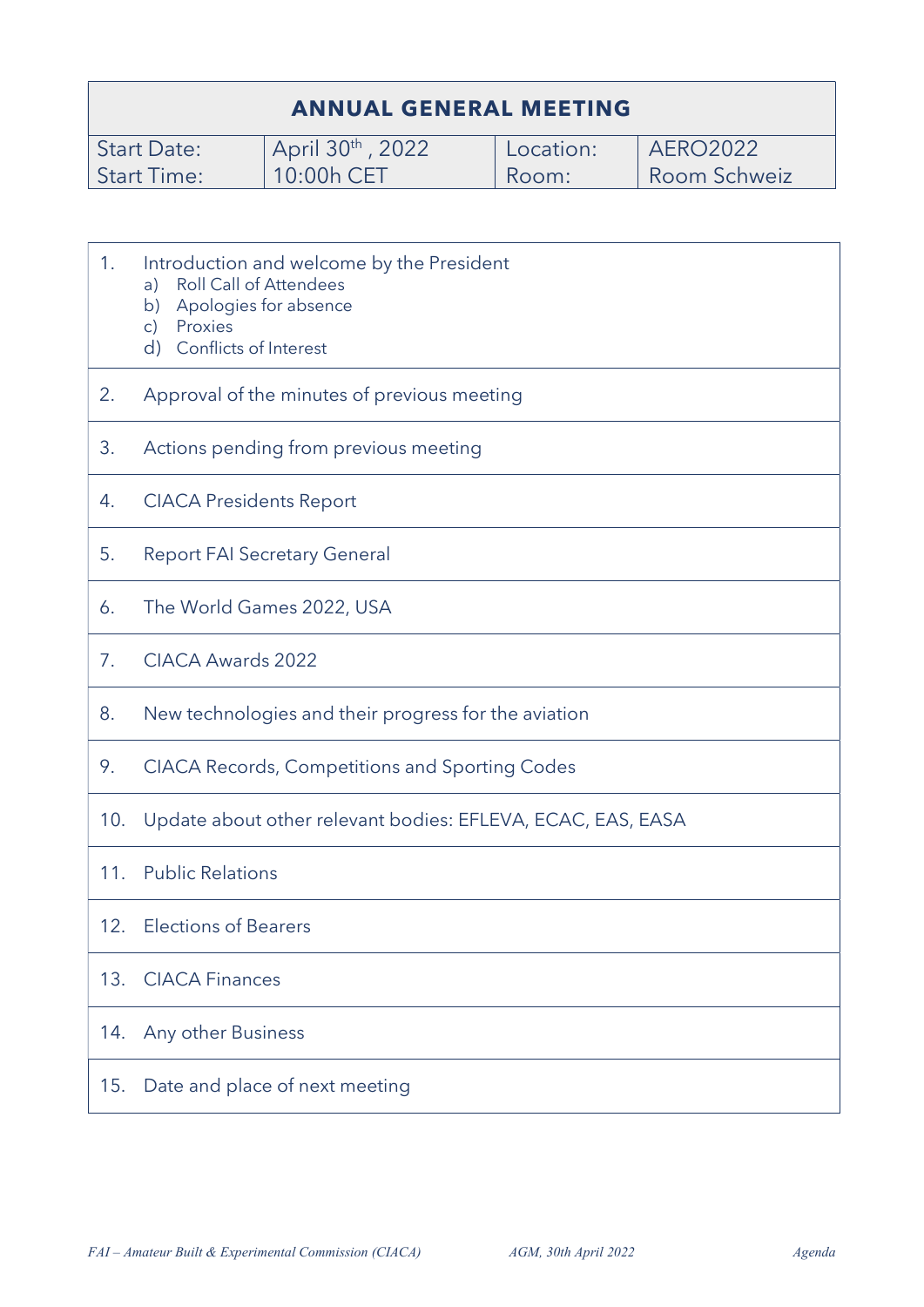# ANNUAL GENERAL MEETING

| | | | |
|---|---|---|---|
| Start Date: | April 30th , 2022 | Location: | AERO2022 |
| Start Time: | 10:00h CET | Room: | Room Schweiz |

1. Introduction and welcome by the President
   a) Roll Call of Attendees
   b) Apologies for absence
   c) Proxies
   d) Conflicts of Interest
2. Approval of the minutes of previous meeting
3. Actions pending from previous meeting
4. CIACA Presidents Report
5. Report FAI Secretary General
6. The World Games 2022, USA
7. CIACA Awards 2022
8. New technologies and their progress for the aviation
9. CIACA Records, Competitions and Sporting Codes
10. Update about other relevant bodies: EFLEVA, ECAC, EAS, EASA
11. Public Relations
12. Elections of Bearers
13. CIACA Finances
14. Any other Business
15. Date and place of next meeting